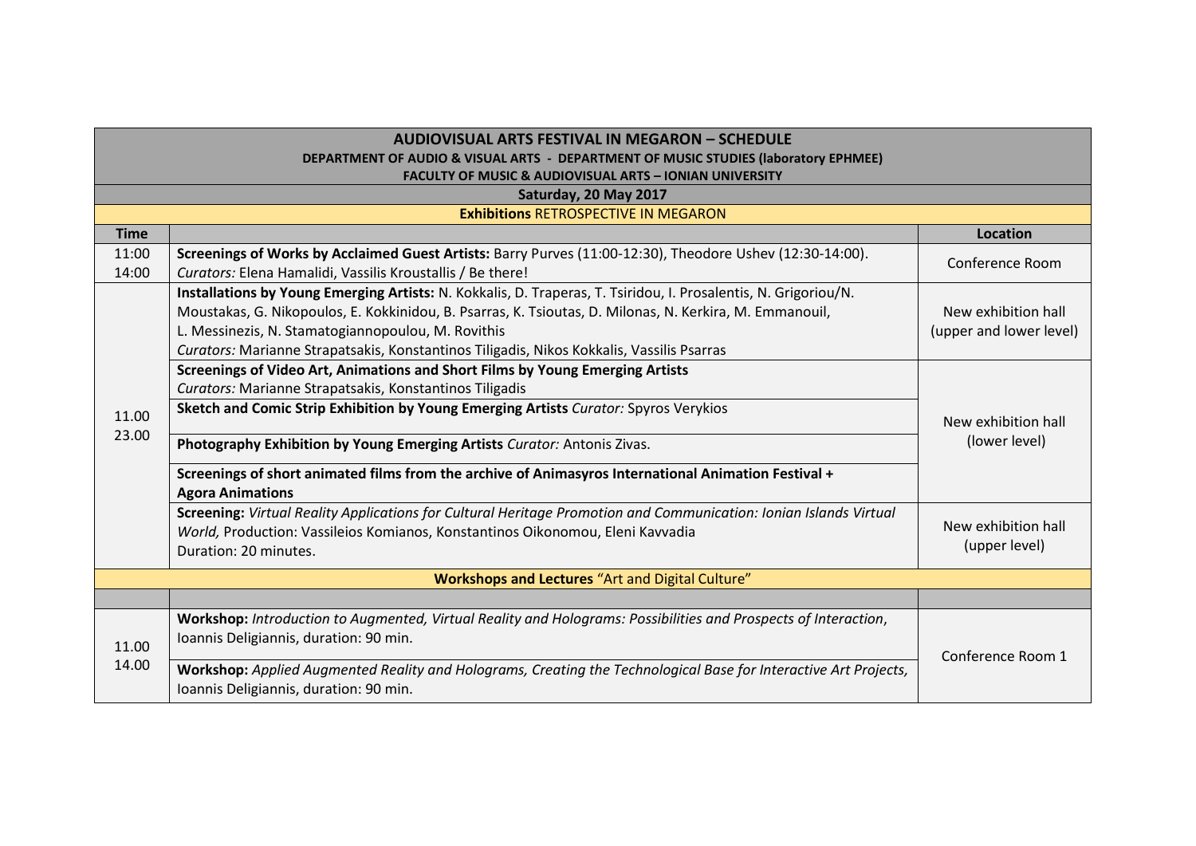| **AUDIOVISUAL ARTS FESTIVAL IN MEGARON – SCHEDULE**<br>**DEPARTMENT OF AUDIO & VISUAL ARTS - DEPARTMENT OF MUSIC STUDIES (laboratory EPHMEE)**<br>**FACULTY OF MUSIC & AUDIOVISUAL ARTS – IONIAN UNIVERSITY** | | |
|---|---|---|
| **Saturday, 20 May 2017** | | |
| **Exhibitions** RETROSPECTIVE IN MEGARON | | |
| **Time** | | **Location** |
| 11:00<br>14:00 | **Screenings of Works by Acclaimed Guest Artists:** Barry Purves (11:00-12:30), Theodore Ushev (12:30-14:00).<br>*Curators:* Elena Hamalidi, Vassilis Kroustallis / Be there! | Conference Room |
| 11.00<br>23.00 | **Installations by Young Emerging Artists:** N. Kokkalis, D. Traperas, T. Tsiridou, I. Prosalentis, N. Grigoriou/N. Moustakas, G. Nikopoulos, E. Kokkinidou, B. Psarras, K. Tsioutas, D. Milonas, N. Kerkira, M. Emmanouil, L. Messinezis, N. Stamatogiannopoulou, M. Rovithis<br>*Curators:* Marianne Strapatsakis, Konstantinos Tiligadis, Nikos Kokkalis, Vassilis Psarras | New exhibition hall (upper and lower level) |
| | **Screenings of Video Art, Animations and Short Films by Young Emerging Artists**<br>*Curators:* Marianne Strapatsakis, Konstantinos Tiligadis | New exhibition hall (lower level) |
| | **Sketch and Comic Strip Exhibition by Young Emerging Artists** *Curator:* Spyros Verykios | |
| | **Photography Exhibition by Young Emerging Artists** *Curator:* Antonis Zivas. | |
| | **Screenings of short animated films from the archive of Animasyros International Animation Festival + Agora Animations** | |
| | **Screening:** *Virtual Reality Applications for Cultural Heritage Promotion and Communication: Ionian Islands Virtual World,* Production: Vassileios Komianos, Konstantinos Oikonomou, Eleni Kavvadia<br>Duration: 20 minutes. | New exhibition hall (upper level) |
| **Workshops and Lectures** "Art and Digital Culture" | | |
| | | |
| 11.00<br>14.00 | **Workshop:** *Introduction to Augmented, Virtual Reality and Holograms: Possibilities and Prospects of Interaction*, Ioannis Deligiannis, duration: 90 min. | Conference Room 1 |
| | **Workshop:** *Applied Augmented Reality and Holograms, Creating the Technological Base for Interactive Art Projects,* Ioannis Deligiannis, duration: 90 min. | |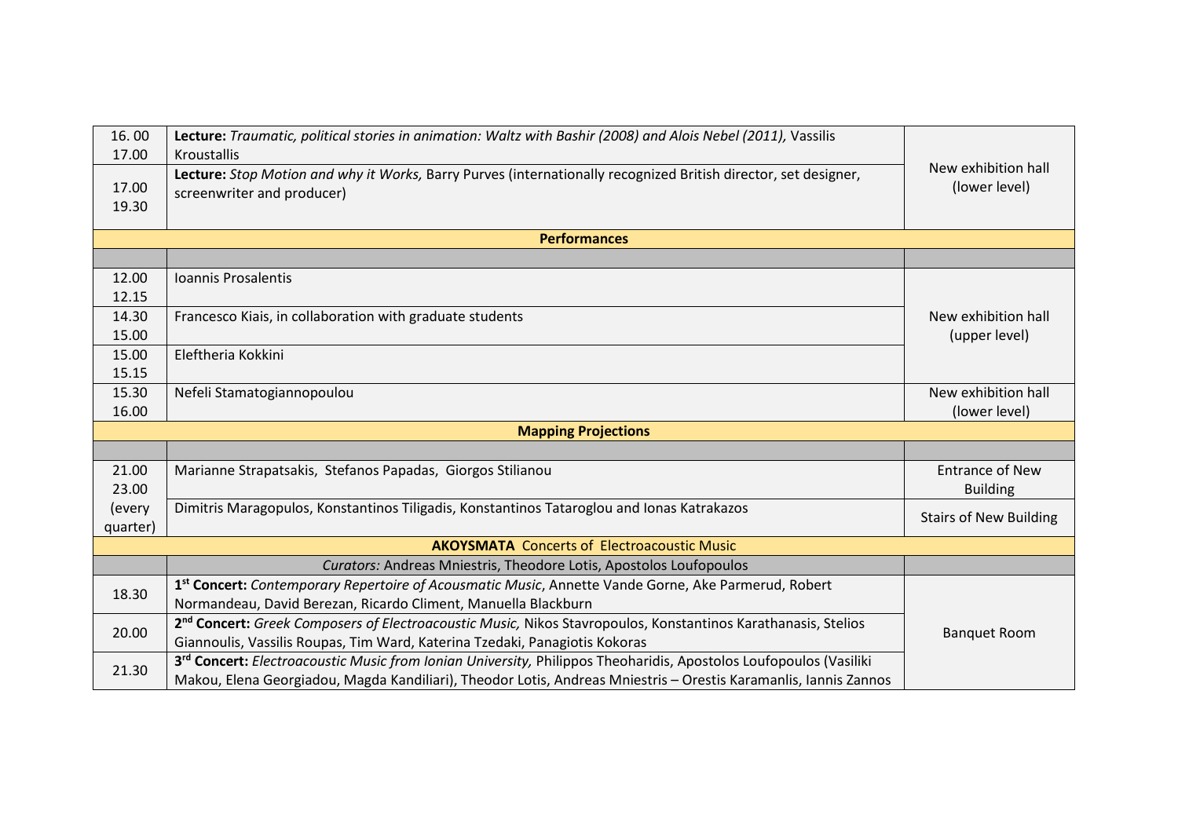| | | |
|---|---|---|
| 16. 00<br>17.00 | **Lecture:** *Traumatic, political stories in animation: Waltz with Bashir (2008) and Alois Nebel (2011),* Vassilis Kroustallis | New exhibition hall (lower level) |
| 17.00<br>19.30 | **Lecture:** *Stop Motion and why it Works,* Barry Purves (internationally recognized British director, set designer, screenwriter and producer) | |
| **Performances** | | |
| | | |
| 12.00<br>12.15 | Ioannis Prosalentis | New exhibition hall (upper level) |
| 14.30<br>15.00 | Francesco Kiais, in collaboration with graduate students | |
| 15.00<br>15.15 | Eleftheria Kokkini | |
| 15.30<br>16.00 | Nefeli Stamatogiannopoulou | New exhibition hall (lower level) |
| **Mapping Projections** | | |
| | | |
| 21.00<br>23.00<br>(every quarter) | Marianne Strapatsakis, Stefanos Papadas, Giorgos Stilianou | Entrance of New Building |
| | Dimitris Maragopulos, Konstantinos Tiligadis, Konstantinos Tataroglou and Ionas Katrakazos | Stairs of New Building |
| **AKOYSMATA** Concerts of Electroacoustic Music | | |
| | *Curators:* Andreas Mniestris, Theodore Lotis, Apostolos Loufopoulos | |
| 18.30 | **1st Concert:** *Contemporary Repertoire of Acousmatic Music*, Annette Vande Gorne, Ake Parmerud, Robert Normandeau, David Berezan, Ricardo Climent, Manuella Blackburn | Banquet Room |
| 20.00 | **2nd Concert:** *Greek Composers of Electroacoustic Music,* Nikos Stavropoulos, Konstantinos Karathanasis, Stelios Giannoulis, Vassilis Roupas, Tim Ward, Katerina Tzedaki, Panagiotis Kokoras | |
| 21.30 | **3rd Concert:** *Electroacoustic Music from Ionian University,* Philippos Theoharidis, Apostolos Loufopoulos (Vasiliki Makou, Elena Georgiadou, Magda Kandiliari), Theodor Lotis, Andreas Mniestris – Orestis Karamanlis, Iannis Zannos | |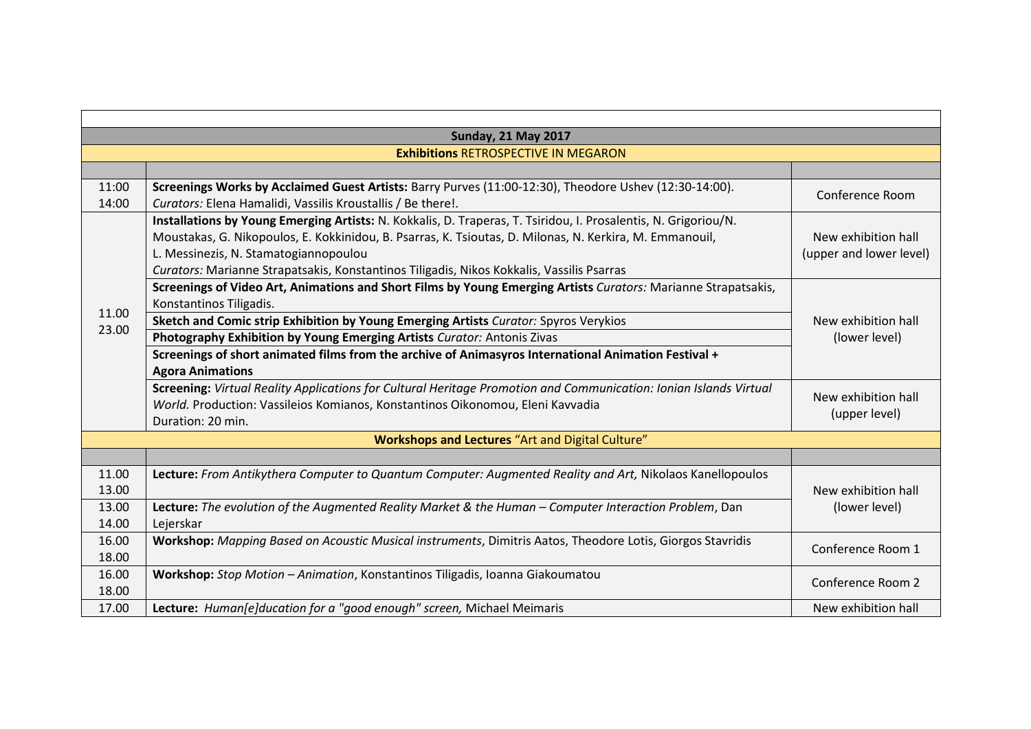| | | |
|---|---|---|
| **Sunday, 21 May 2017** | | |
| **Exhibitions** RETROSPECTIVE IN MEGARON | | |
| | | |
| 11:00<br>14:00 | **Screenings Works by Acclaimed Guest Artists:** Barry Purves (11:00-12:30), Theodore Ushev (12:30-14:00).<br>*Curators:* Elena Hamalidi, Vassilis Kroustallis / Be there!. | Conference Room |
| 11.00<br>23.00 | **Installations by Young Emerging Artists:** N. Kokkalis, D. Traperas, T. Tsiridou, I. Prosalentis, N. Grigoriou/N. Moustakas, G. Nikopoulos, E. Kokkinidou, B. Psarras, K. Tsioutas, D. Milonas, N. Kerkira, M. Emmanouil, L. Messinezis, N. Stamatogiannopoulou<br>*Curators:* Marianne Strapatsakis, Konstantinos Tiligadis, Nikos Kokkalis, Vassilis Psarras | New exhibition hall (upper and lower level) |
| | **Screenings of Video Art, Animations and Short Films by Young Emerging Artists** *Curators:* Marianne Strapatsakis, Konstantinos Tiligadis. | New exhibition hall (lower level) |
| | **Sketch and Comic strip Exhibition by Young Emerging Artists** *Curator:* Spyros Verykios | |
| | **Photography Exhibition by Young Emerging Artists** *Curator:* Antonis Zivas | |
| | **Screenings of short animated films from the archive of Animasyros International Animation Festival + Agora Animations** | |
| | **Screening:** *Virtual Reality Applications for Cultural Heritage Promotion and Communication: Ionian Islands Virtual World.* Production: Vassileios Komianos, Konstantinos Oikonomou, Eleni Kavvadia<br>Duration: 20 min. | New exhibition hall (upper level) |
| **Workshops and Lectures** "Art and Digital Culture" | | |
| | | |
| 11.00<br>13.00 | **Lecture:** *From Antikythera Computer to Quantum Computer: Augmented Reality and Art,* Nikolaos Kanellopoulos | New exhibition hall (lower level) |
| 13.00<br>14.00 | **Lecture:** *The evolution of the Augmented Reality Market & the Human – Computer Interaction Problem*, Dan Lejerskar | |
| 16.00<br>18.00 | **Workshop:** *Mapping Based on Acoustic Musical instruments*, Dimitris Aatos, Theodore Lotis, Giorgos Stavridis | Conference Room 1 |
| 16.00<br>18.00 | **Workshop:** *Stop Motion – Animation*, Konstantinos Tiligadis, Ioanna Giakoumatou | Conference Room 2 |
| 17.00 | **Lecture:** *Human[e]ducation for a "good enough" screen,* Michael Meimaris | New exhibition hall |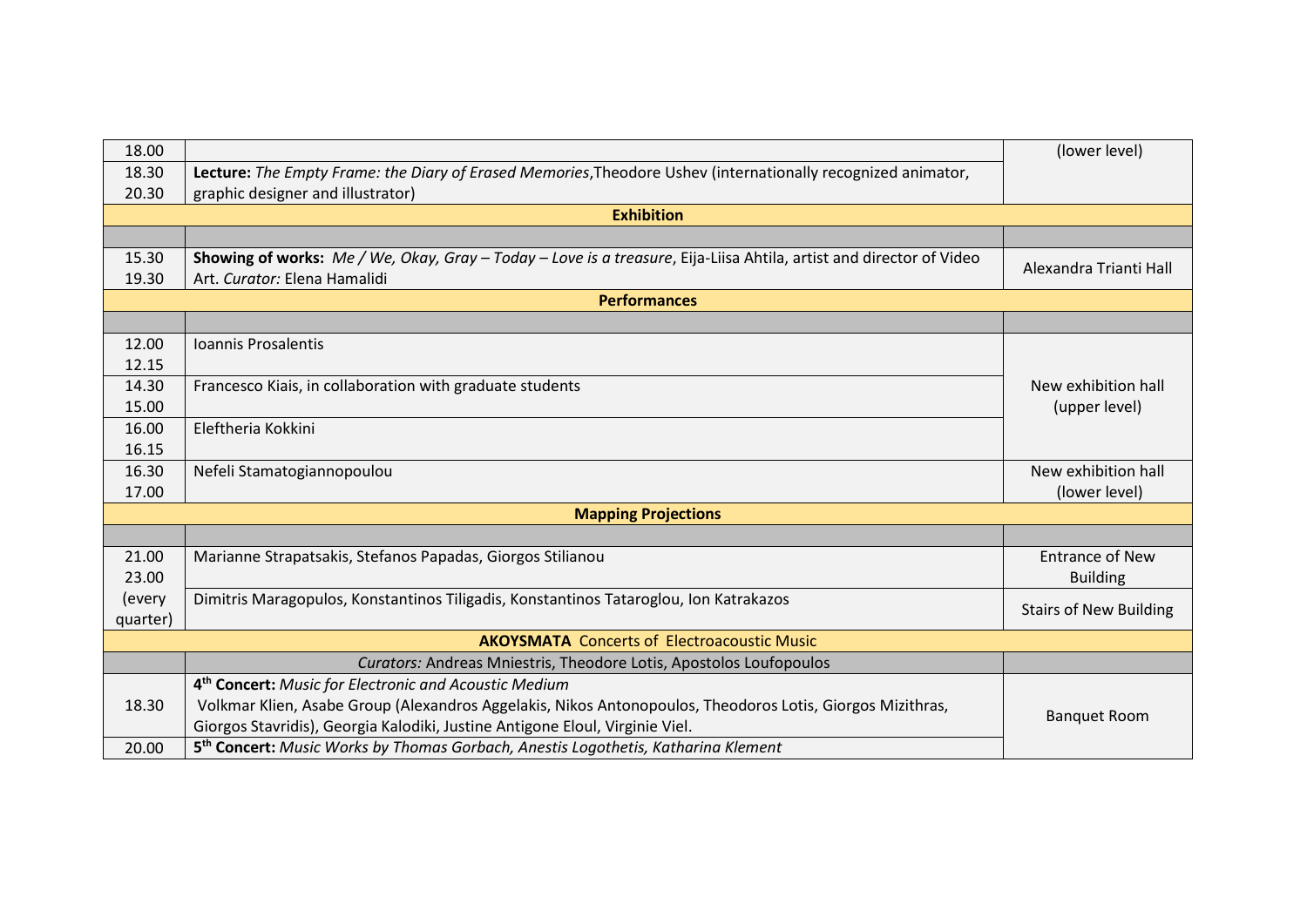| | | |
|---|---|---|
| 18.00 | | (lower level) |
| 18.30<br>20.30 | **Lecture:** *The Empty Frame: the Diary of Erased Memories*,Theodore Ushev (internationally recognized animator, graphic designer and illustrator) | |
| | **Exhibition** | |
| | | |
| 15.30<br>19.30 | **Showing of works:** *Me / We, Okay, Gray – Today – Love is a treasure*, Eija-Liisa Ahtila, artist and director of Video Art. *Curator:* Elena Hamalidi | Alexandra Trianti Hall |
| | **Performances** | |
| | | |
| 12.00<br>12.15 | Ioannis Prosalentis | New exhibition hall (upper level) |
| 14.30<br>15.00 | Francesco Kiais, in collaboration with graduate students | |
| 16.00<br>16.15 | Eleftheria Kokkini | |
| 16.30<br>17.00 | Nefeli Stamatogiannopoulou | New exhibition hall (lower level) |
| | **Mapping Projections** | |
| | | |
| 21.00<br>23.00 | Marianne Strapatsakis, Stefanos Papadas, Giorgos Stilianou | Entrance of New Building |
| (every quarter) | Dimitris Maragopulos, Konstantinos Tiligadis, Konstantinos Tataroglou, Ion Katrakazos | Stairs of New Building |
| | **AKOYSMATA** Concerts of Electroacoustic Music | |
| | *Curators:* Andreas Mniestris, Theodore Lotis, Apostolos Loufopoulos | |
| 18.30 | **4th Concert:** *Music for Electronic and Acoustic Medium*<br>Volkmar Klien, Asabe Group (Alexandros Aggelakis, Nikos Antonopoulos, Theodoros Lotis, Giorgos Mizithras, Giorgos Stavridis), Georgia Kalodiki, Justine Antigone Eloul, Virginie Viel. | Banquet Room |
| 20.00 | **5th Concert:** *Music Works by Thomas Gorbach, Anestis Logothetis, Katharina Klement* | |